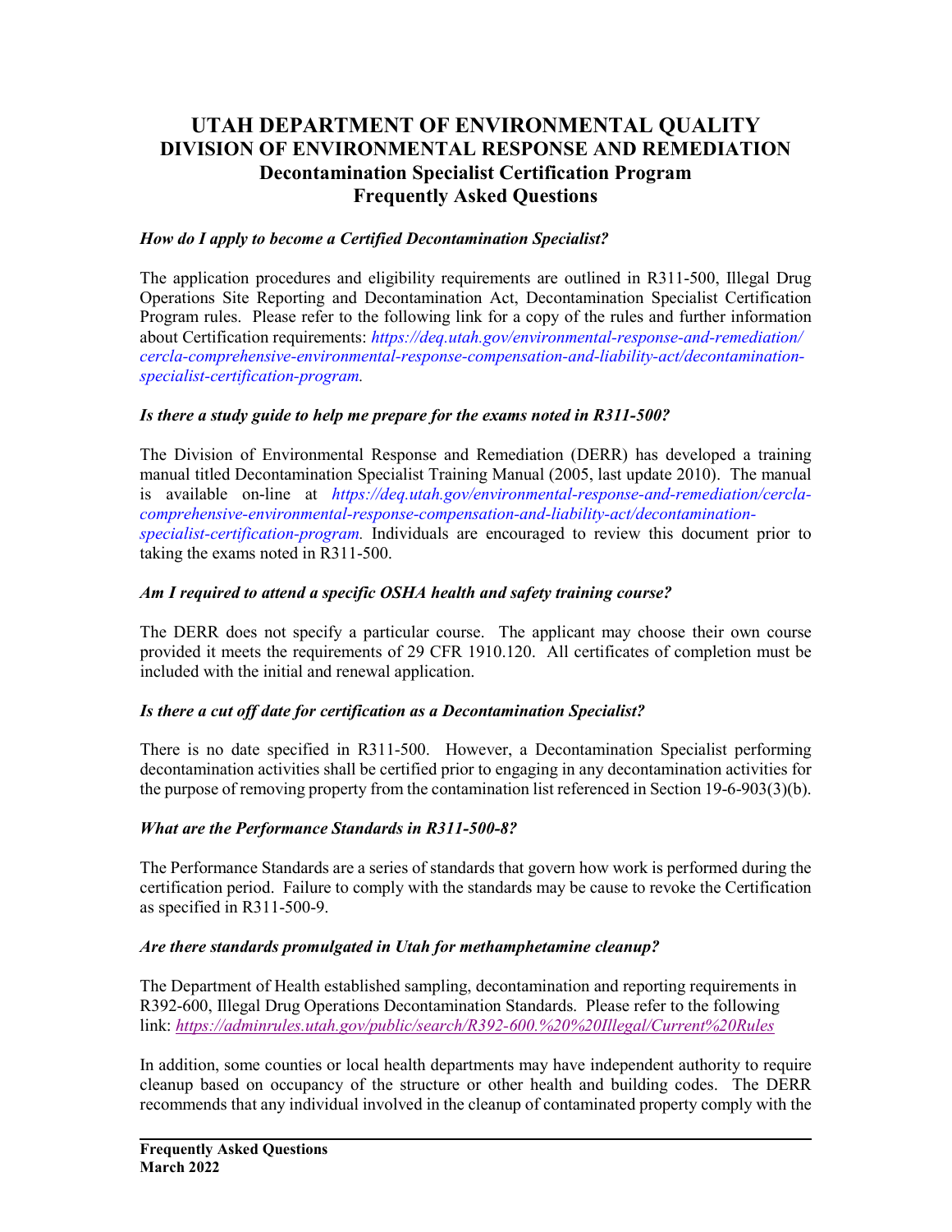# UTAH DEPARTMENT OF ENVIRONMENTAL QUALITY
# DIVISION OF ENVIRONMENTAL RESPONSE AND REMEDIATION
## Decontamination Specialist Certification Program
## Frequently Asked Questions

***How do I apply to become a Certified Decontamination Specialist?***

The application procedures and eligibility requirements are outlined in R311-500, Illegal Drug Operations Site Reporting and Decontamination Act, Decontamination Specialist Certification Program rules. Please refer to the following link for a copy of the rules and further information about Certification requirements: *https://deq.utah.gov/environmental-response-and-remediation/cercla-comprehensive-environmental-response-compensation-and-liability-act/decontamination-specialist-certification-program.*

***Is there a study guide to help me prepare for the exams noted in R311-500?***

The Division of Environmental Response and Remediation (DERR) has developed a training manual titled Decontamination Specialist Training Manual (2005, last update 2010). The manual is available on-line at *https://deq.utah.gov/environmental-response-and-remediation/cercla-comprehensive-environmental-response-compensation-and-liability-act/decontamination-specialist-certification-program.* Individuals are encouraged to review this document prior to taking the exams noted in R311-500.

***Am I required to attend a specific OSHA health and safety training course?***

The DERR does not specify a particular course. The applicant may choose their own course provided it meets the requirements of 29 CFR 1910.120. All certificates of completion must be included with the initial and renewal application.

***Is there a cut off date for certification as a Decontamination Specialist?***

There is no date specified in R311-500. However, a Decontamination Specialist performing decontamination activities shall be certified prior to engaging in any decontamination activities for the purpose of removing property from the contamination list referenced in Section 19-6-903(3)(b).

***What are the Performance Standards in R311-500-8?***

The Performance Standards are a series of standards that govern how work is performed during the certification period. Failure to comply with the standards may be cause to revoke the Certification as specified in R311-500-9.

***Are there standards promulgated in Utah for methamphetamine cleanup?***

The Department of Health established sampling, decontamination and reporting requirements in R392-600, Illegal Drug Operations Decontamination Standards. Please refer to the following link: *https://adminrules.utah.gov/public/search/R392-600.%20%20Illegal/Current%20Rules*

In addition, some counties or local health departments may have independent authority to require cleanup based on occupancy of the structure or other health and building codes. The DERR recommends that any individual involved in the cleanup of contaminated property comply with the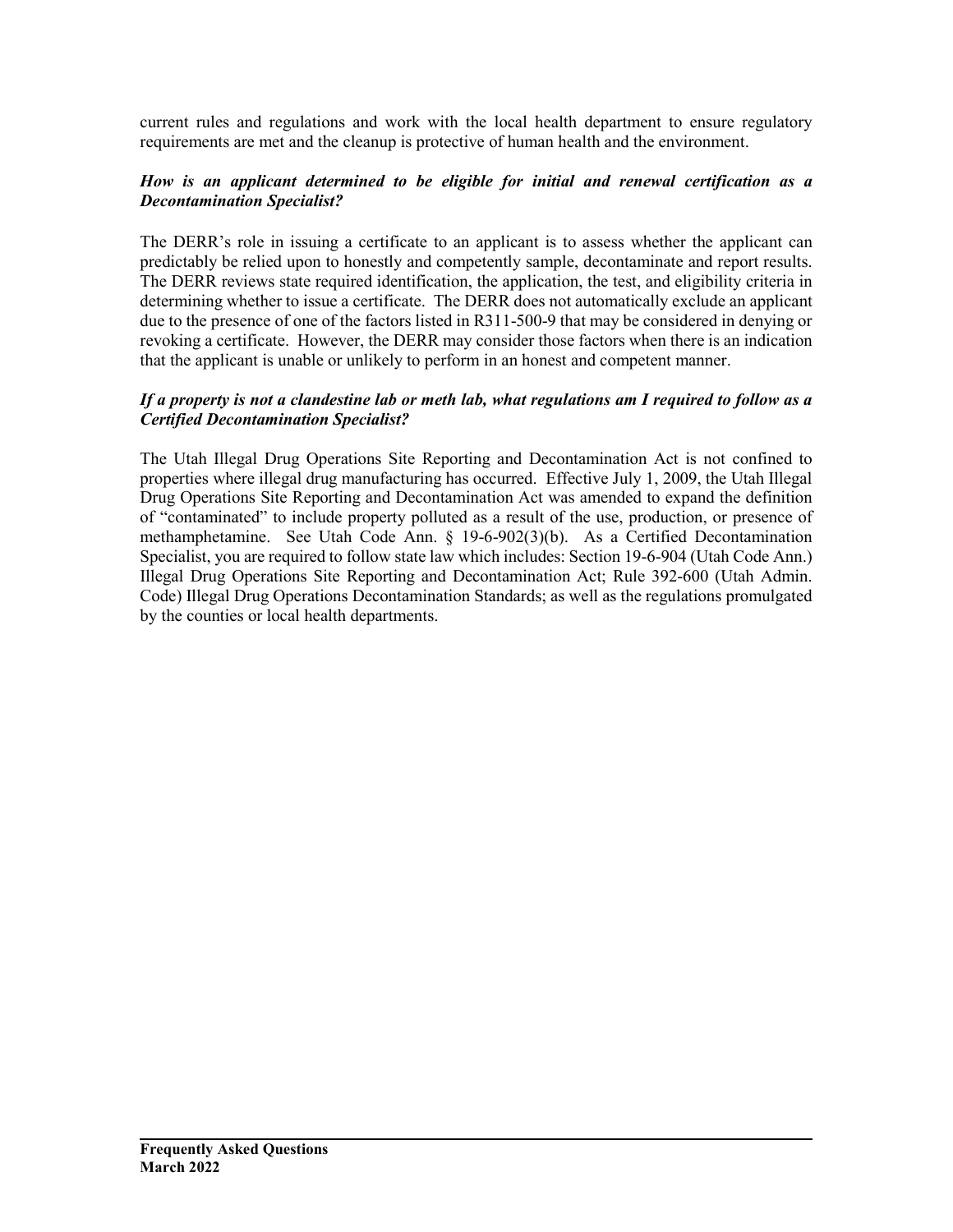current rules and regulations and work with the local health department to ensure regulatory requirements are met and the cleanup is protective of human health and the environment.

***How is an applicant determined to be eligible for initial and renewal certification as a Decontamination Specialist?***

The DERR's role in issuing a certificate to an applicant is to assess whether the applicant can predictably be relied upon to honestly and competently sample, decontaminate and report results. The DERR reviews state required identification, the application, the test, and eligibility criteria in determining whether to issue a certificate. The DERR does not automatically exclude an applicant due to the presence of one of the factors listed in R311-500-9 that may be considered in denying or revoking a certificate. However, the DERR may consider those factors when there is an indication that the applicant is unable or unlikely to perform in an honest and competent manner.

***If a property is not a clandestine lab or meth lab, what regulations am I required to follow as a Certified Decontamination Specialist?***

The Utah Illegal Drug Operations Site Reporting and Decontamination Act is not confined to properties where illegal drug manufacturing has occurred. Effective July 1, 2009, the Utah Illegal Drug Operations Site Reporting and Decontamination Act was amended to expand the definition of "contaminated" to include property polluted as a result of the use, production, or presence of methamphetamine. See Utah Code Ann. § 19-6-902(3)(b). As a Certified Decontamination Specialist, you are required to follow state law which includes: Section 19-6-904 (Utah Code Ann.) Illegal Drug Operations Site Reporting and Decontamination Act; Rule 392-600 (Utah Admin. Code) Illegal Drug Operations Decontamination Standards; as well as the regulations promulgated by the counties or local health departments.